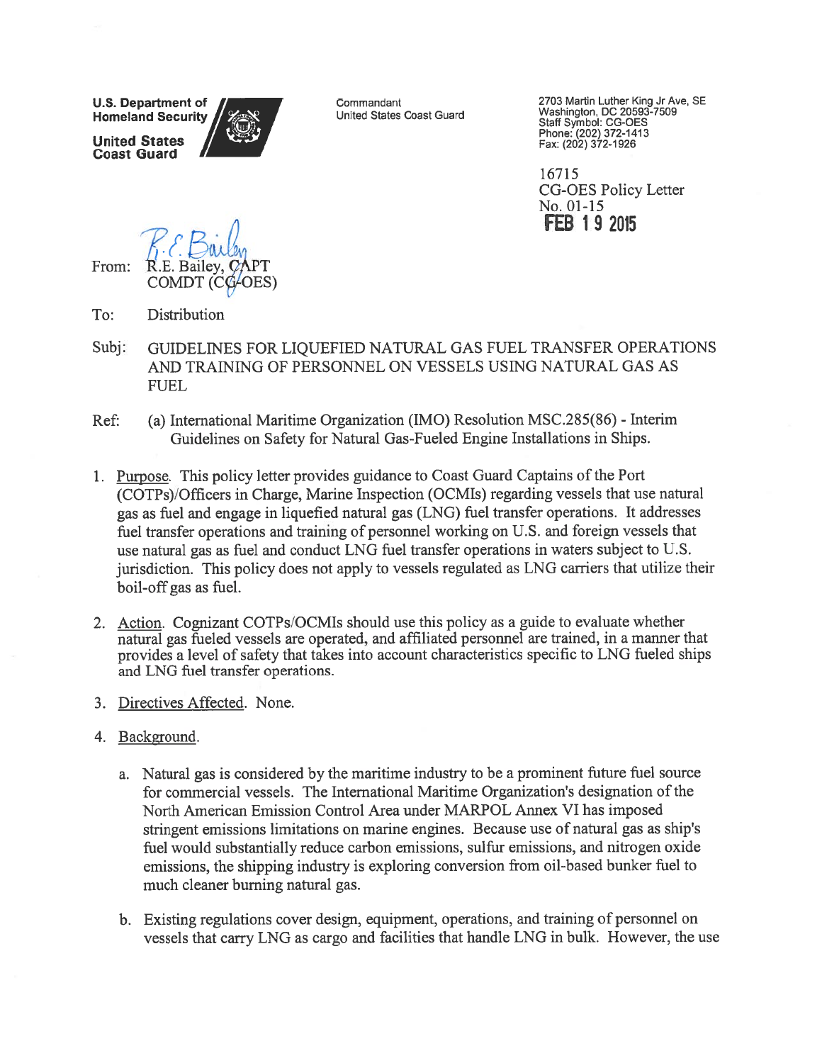U.S. Department of Homeland Security

United States Coast Guard

Commandant
United States Coast Guard

2703 Martin Luther King Jr Ave, SE
Washington, DC 20593-7509
Staff Symbol: CG-OES
Phone: (202) 372-1413
Fax: (202) 372-1926

16715
CG-OES Policy Letter
No. 01-15
**FEB 19 2015**

From: R.E. Bailey, CAPT
COMDT (CG-OES)

To: Distribution

Subj: GUIDELINES FOR LIQUEFIED NATURAL GAS FUEL TRANSFER OPERATIONS AND TRAINING OF PERSONNEL ON VESSELS USING NATURAL GAS AS FUEL

Ref: (a) International Maritime Organization (IMO) Resolution MSC.285(86) - Interim Guidelines on Safety for Natural Gas-Fueled Engine Installations in Ships.

1. Purpose. This policy letter provides guidance to Coast Guard Captains of the Port (COTPs)/Officers in Charge, Marine Inspection (OCMIs) regarding vessels that use natural gas as fuel and engage in liquefied natural gas (LNG) fuel transfer operations. It addresses fuel transfer operations and training of personnel working on U.S. and foreign vessels that use natural gas as fuel and conduct LNG fuel transfer operations in waters subject to U.S. jurisdiction. This policy does not apply to vessels regulated as LNG carriers that utilize their boil-off gas as fuel.

2. Action. Cognizant COTPs/OCMIs should use this policy as a guide to evaluate whether natural gas fueled vessels are operated, and affiliated personnel are trained, in a manner that provides a level of safety that takes into account characteristics specific to LNG fueled ships and LNG fuel transfer operations.

3. Directives Affected. None.

4. Background.

   a. Natural gas is considered by the maritime industry to be a prominent future fuel source for commercial vessels. The International Maritime Organization's designation of the North American Emission Control Area under MARPOL Annex VI has imposed stringent emissions limitations on marine engines. Because use of natural gas as ship's fuel would substantially reduce carbon emissions, sulfur emissions, and nitrogen oxide emissions, the shipping industry is exploring conversion from oil-based bunker fuel to much cleaner burning natural gas.

   b. Existing regulations cover design, equipment, operations, and training of personnel on vessels that carry LNG as cargo and facilities that handle LNG in bulk. However, the use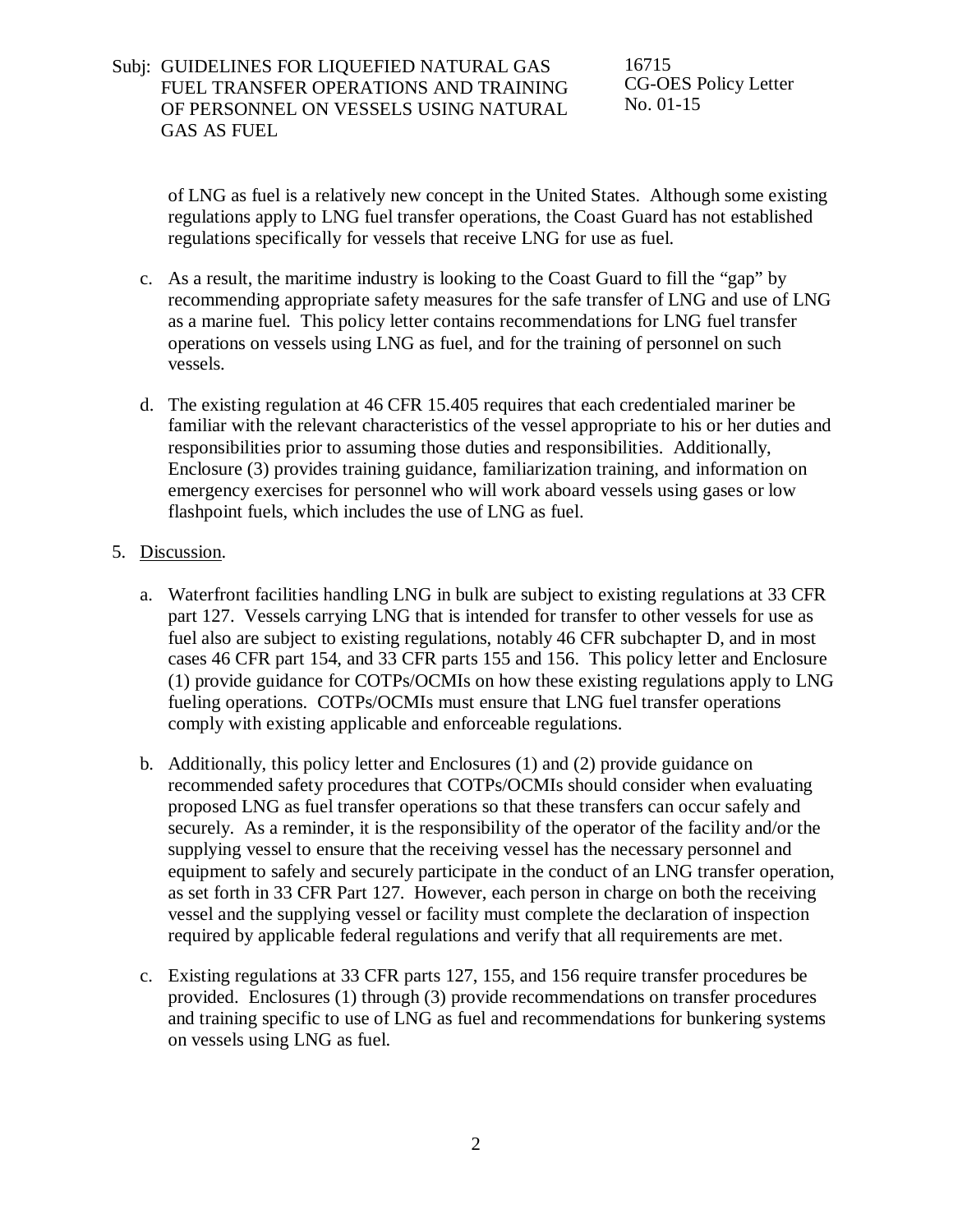of LNG as fuel is a relatively new concept in the United States. Although some existing regulations apply to LNG fuel transfer operations, the Coast Guard has not established regulations specifically for vessels that receive LNG for use as fuel.

c. As a result, the maritime industry is looking to the Coast Guard to fill the "gap" by recommending appropriate safety measures for the safe transfer of LNG and use of LNG as a marine fuel. This policy letter contains recommendations for LNG fuel transfer operations on vessels using LNG as fuel, and for the training of personnel on such vessels.

d. The existing regulation at 46 CFR 15.405 requires that each credentialed mariner be familiar with the relevant characteristics of the vessel appropriate to his or her duties and responsibilities prior to assuming those duties and responsibilities. Additionally, Enclosure (3) provides training guidance, familiarization training, and information on emergency exercises for personnel who will work aboard vessels using gases or low flashpoint fuels, which includes the use of LNG as fuel.

5. Discussion.

a. Waterfront facilities handling LNG in bulk are subject to existing regulations at 33 CFR part 127. Vessels carrying LNG that is intended for transfer to other vessels for use as fuel also are subject to existing regulations, notably 46 CFR subchapter D, and in most cases 46 CFR part 154, and 33 CFR parts 155 and 156. This policy letter and Enclosure (1) provide guidance for COTPs/OCMIs on how these existing regulations apply to LNG fueling operations. COTPs/OCMIs must ensure that LNG fuel transfer operations comply with existing applicable and enforceable regulations.

b. Additionally, this policy letter and Enclosures (1) and (2) provide guidance on recommended safety procedures that COTPs/OCMIs should consider when evaluating proposed LNG as fuel transfer operations so that these transfers can occur safely and securely. As a reminder, it is the responsibility of the operator of the facility and/or the supplying vessel to ensure that the receiving vessel has the necessary personnel and equipment to safely and securely participate in the conduct of an LNG transfer operation, as set forth in 33 CFR Part 127. However, each person in charge on both the receiving vessel and the supplying vessel or facility must complete the declaration of inspection required by applicable federal regulations and verify that all requirements are met.

c. Existing regulations at 33 CFR parts 127, 155, and 156 require transfer procedures be provided. Enclosures (1) through (3) provide recommendations on transfer procedures and training specific to use of LNG as fuel and recommendations for bunkering systems on vessels using LNG as fuel.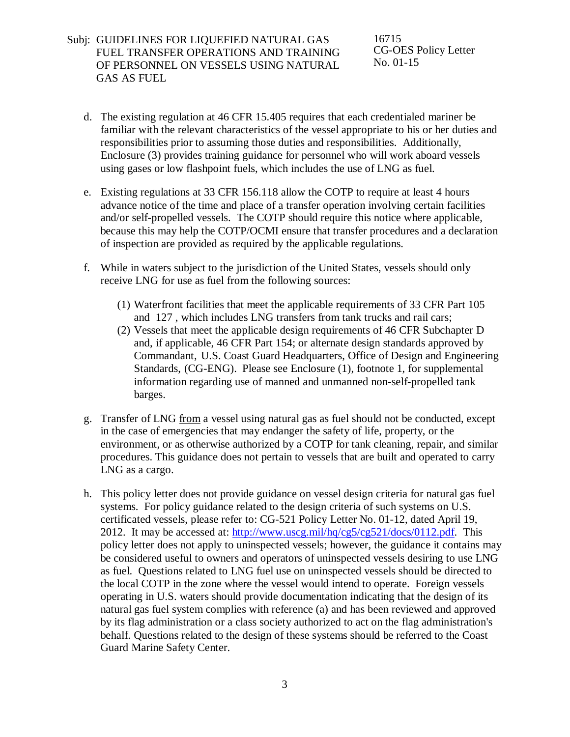d. The existing regulation at 46 CFR 15.405 requires that each credentialed mariner be familiar with the relevant characteristics of the vessel appropriate to his or her duties and responsibilities prior to assuming those duties and responsibilities. Additionally, Enclosure (3) provides training guidance for personnel who will work aboard vessels using gases or low flashpoint fuels, which includes the use of LNG as fuel.

e. Existing regulations at 33 CFR 156.118 allow the COTP to require at least 4 hours advance notice of the time and place of a transfer operation involving certain facilities and/or self-propelled vessels. The COTP should require this notice where applicable, because this may help the COTP/OCMI ensure that transfer procedures and a declaration of inspection are provided as required by the applicable regulations.

f. While in waters subject to the jurisdiction of the United States, vessels should only receive LNG for use as fuel from the following sources:

   (1) Waterfront facilities that meet the applicable requirements of 33 CFR Part 105 and 127 , which includes LNG transfers from tank trucks and rail cars;
   (2) Vessels that meet the applicable design requirements of 46 CFR Subchapter D and, if applicable, 46 CFR Part 154; or alternate design standards approved by Commandant, U.S. Coast Guard Headquarters, Office of Design and Engineering Standards, (CG-ENG). Please see Enclosure (1), footnote 1, for supplemental information regarding use of manned and unmanned non-self-propelled tank barges.

g. Transfer of LNG <u>from</u> a vessel using natural gas as fuel should not be conducted, except in the case of emergencies that may endanger the safety of life, property, or the environment, or as otherwise authorized by a COTP for tank cleaning, repair, and similar procedures. This guidance does not pertain to vessels that are built and operated to carry LNG as a cargo.

h. This policy letter does not provide guidance on vessel design criteria for natural gas fuel systems. For policy guidance related to the design criteria of such systems on U.S. certificated vessels, please refer to: CG-521 Policy Letter No. 01-12, dated April 19, 2012. It may be accessed at: [http://www.uscg.mil/hq/cg5/cg521/docs/0112.pdf](http://www.uscg.mil/hq/cg5/cg521/docs/0112.pdf). This policy letter does not apply to uninspected vessels; however, the guidance it contains may be considered useful to owners and operators of uninspected vessels desiring to use LNG as fuel. Questions related to LNG fuel use on uninspected vessels should be directed to the local COTP in the zone where the vessel would intend to operate. Foreign vessels operating in U.S. waters should provide documentation indicating that the design of its natural gas fuel system complies with reference (a) and has been reviewed and approved by its flag administration or a class society authorized to act on the flag administration's behalf. Questions related to the design of these systems should be referred to the Coast Guard Marine Safety Center.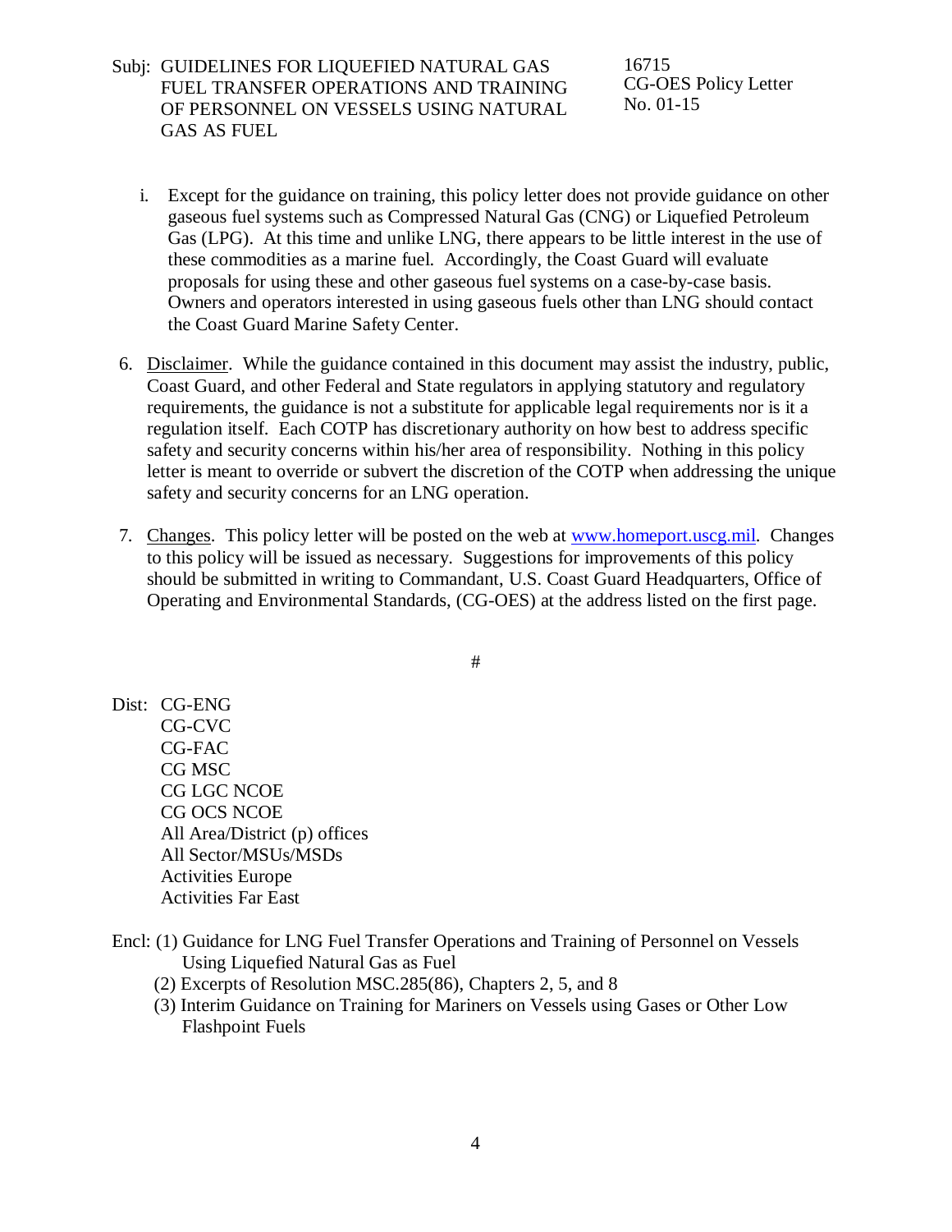i. Except for the guidance on training, this policy letter does not provide guidance on other gaseous fuel systems such as Compressed Natural Gas (CNG) or Liquefied Petroleum Gas (LPG). At this time and unlike LNG, there appears to be little interest in the use of these commodities as a marine fuel. Accordingly, the Coast Guard will evaluate proposals for using these and other gaseous fuel systems on a case-by-case basis. Owners and operators interested in using gaseous fuels other than LNG should contact the Coast Guard Marine Safety Center.

6. Disclaimer. While the guidance contained in this document may assist the industry, public, Coast Guard, and other Federal and State regulators in applying statutory and regulatory requirements, the guidance is not a substitute for applicable legal requirements nor is it a regulation itself. Each COTP has discretionary authority on how best to address specific safety and security concerns within his/her area of responsibility. Nothing in this policy letter is meant to override or subvert the discretion of the COTP when addressing the unique safety and security concerns for an LNG operation.

7. Changes. This policy letter will be posted on the web at [www.homeport.uscg.mil](www.homeport.uscg.mil). Changes to this policy will be issued as necessary. Suggestions for improvements of this policy should be submitted in writing to Commandant, U.S. Coast Guard Headquarters, Office of Operating and Environmental Standards, (CG-OES) at the address listed on the first page.

#

Dist: CG-ENG
CG-CVC
CG-FAC
CG MSC
CG LGC NCOE
CG OCS NCOE
All Area/District (p) offices
All Sector/MSUs/MSDs
Activities Europe
Activities Far East

Encl: (1) Guidance for LNG Fuel Transfer Operations and Training of Personnel on Vessels Using Liquefied Natural Gas as Fuel
(2) Excerpts of Resolution MSC.285(86), Chapters 2, 5, and 8
(3) Interim Guidance on Training for Mariners on Vessels using Gases or Other Low Flashpoint Fuels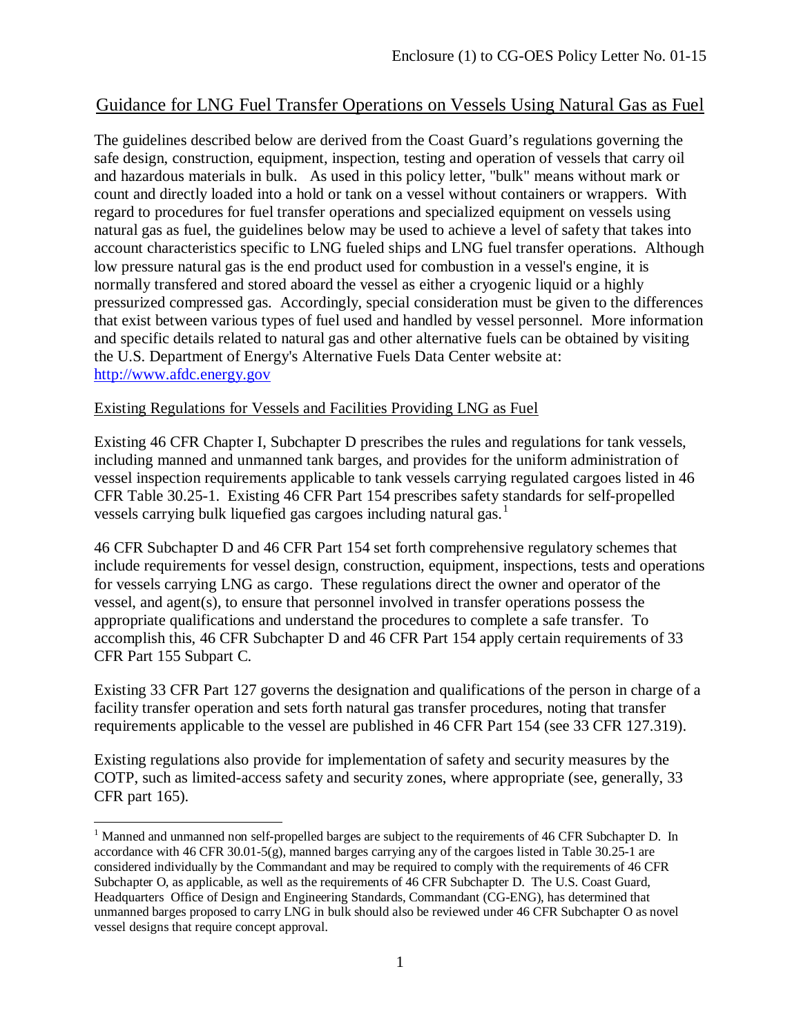Enclosure (1) to CG-OES Policy Letter No. 01-15

## Guidance for LNG Fuel Transfer Operations on Vessels Using Natural Gas as Fuel

The guidelines described below are derived from the Coast Guard's regulations governing the safe design, construction, equipment, inspection, testing and operation of vessels that carry oil and hazardous materials in bulk. As used in this policy letter, "bulk" means without mark or count and directly loaded into a hold or tank on a vessel without containers or wrappers. With regard to procedures for fuel transfer operations and specialized equipment on vessels using natural gas as fuel, the guidelines below may be used to achieve a level of safety that takes into account characteristics specific to LNG fueled ships and LNG fuel transfer operations. Although low pressure natural gas is the end product used for combustion in a vessel's engine, it is normally transfered and stored aboard the vessel as either a cryogenic liquid or a highly pressurized compressed gas. Accordingly, special consideration must be given to the differences that exist between various types of fuel used and handled by vessel personnel. More information and specific details related to natural gas and other alternative fuels can be obtained by visiting the U.S. Department of Energy's Alternative Fuels Data Center website at: http://www.afdc.energy.gov

### Existing Regulations for Vessels and Facilities Providing LNG as Fuel

Existing 46 CFR Chapter I, Subchapter D prescribes the rules and regulations for tank vessels, including manned and unmanned tank barges, and provides for the uniform administration of vessel inspection requirements applicable to tank vessels carrying regulated cargoes listed in 46 CFR Table 30.25-1. Existing 46 CFR Part 154 prescribes safety standards for self-propelled vessels carrying bulk liquefied gas cargoes including natural gas.[1]

46 CFR Subchapter D and 46 CFR Part 154 set forth comprehensive regulatory schemes that include requirements for vessel design, construction, equipment, inspections, tests and operations for vessels carrying LNG as cargo. These regulations direct the owner and operator of the vessel, and agent(s), to ensure that personnel involved in transfer operations possess the appropriate qualifications and understand the procedures to complete a safe transfer. To accomplish this, 46 CFR Subchapter D and 46 CFR Part 154 apply certain requirements of 33 CFR Part 155 Subpart C.

Existing 33 CFR Part 127 governs the designation and qualifications of the person in charge of a facility transfer operation and sets forth natural gas transfer procedures, noting that transfer requirements applicable to the vessel are published in 46 CFR Part 154 (see 33 CFR 127.319).

Existing regulations also provide for implementation of safety and security measures by the COTP, such as limited-access safety and security zones, where appropriate (see, generally, 33 CFR part 165).

[1] Manned and unmanned non self-propelled barges are subject to the requirements of 46 CFR Subchapter D. In accordance with 46 CFR 30.01-5(g), manned barges carrying any of the cargoes listed in Table 30.25-1 are considered individually by the Commandant and may be required to comply with the requirements of 46 CFR Subchapter O, as applicable, as well as the requirements of 46 CFR Subchapter D. The U.S. Coast Guard, Headquarters Office of Design and Engineering Standards, Commandant (CG-ENG), has determined that unmanned barges proposed to carry LNG in bulk should also be reviewed under 46 CFR Subchapter O as novel vessel designs that require concept approval.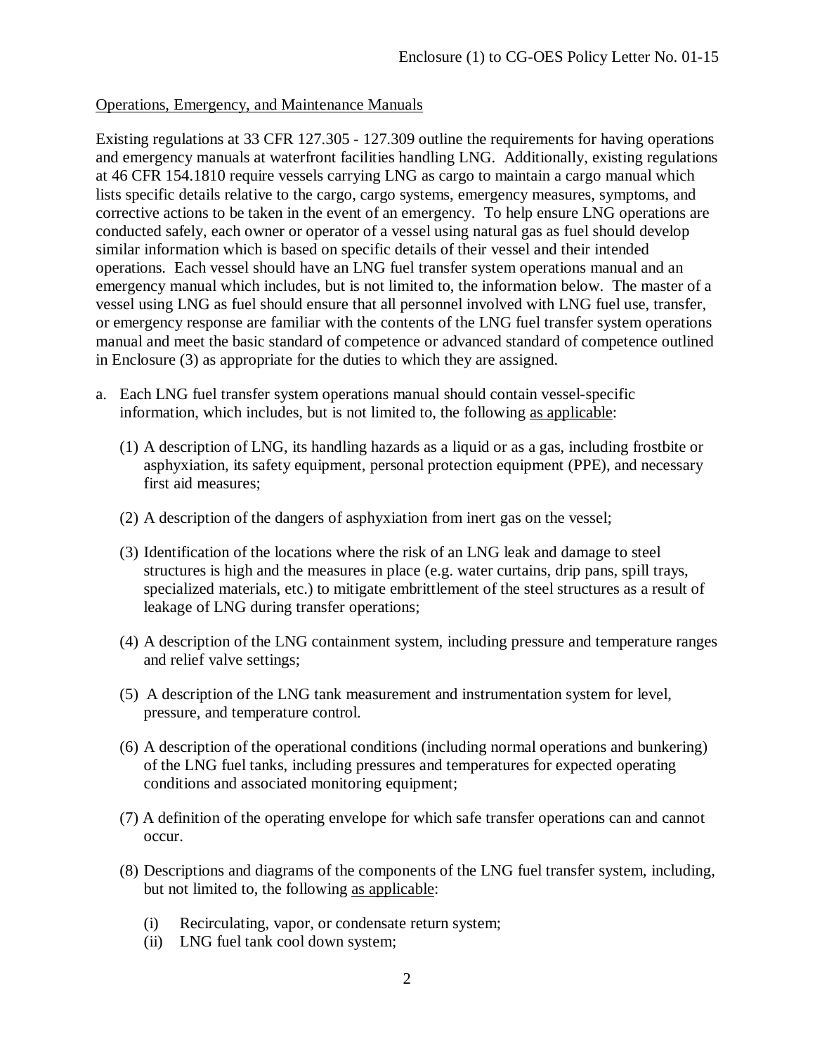Operations, Emergency, and Maintenance Manuals

Existing regulations at 33 CFR 127.305 - 127.309 outline the requirements for having operations and emergency manuals at waterfront facilities handling LNG. Additionally, existing regulations at 46 CFR 154.1810 require vessels carrying LNG as cargo to maintain a cargo manual which lists specific details relative to the cargo, cargo systems, emergency measures, symptoms, and corrective actions to be taken in the event of an emergency. To help ensure LNG operations are conducted safely, each owner or operator of a vessel using natural gas as fuel should develop similar information which is based on specific details of their vessel and their intended operations. Each vessel should have an LNG fuel transfer system operations manual and an emergency manual which includes, but is not limited to, the information below. The master of a vessel using LNG as fuel should ensure that all personnel involved with LNG fuel use, transfer, or emergency response are familiar with the contents of the LNG fuel transfer system operations manual and meet the basic standard of competence or advanced standard of competence outlined in Enclosure (3) as appropriate for the duties to which they are assigned.

a. Each LNG fuel transfer system operations manual should contain vessel-specific information, which includes, but is not limited to, the following as applicable:

   (1) A description of LNG, its handling hazards as a liquid or as a gas, including frostbite or asphyxiation, its safety equipment, personal protection equipment (PPE), and necessary first aid measures;

   (2) A description of the dangers of asphyxiation from inert gas on the vessel;

   (3) Identification of the locations where the risk of an LNG leak and damage to steel structures is high and the measures in place (e.g. water curtains, drip pans, spill trays, specialized materials, etc.) to mitigate embrittlement of the steel structures as a result of leakage of LNG during transfer operations;

   (4) A description of the LNG containment system, including pressure and temperature ranges and relief valve settings;

   (5) A description of the LNG tank measurement and instrumentation system for level, pressure, and temperature control.

   (6) A description of the operational conditions (including normal operations and bunkering) of the LNG fuel tanks, including pressures and temperatures for expected operating conditions and associated monitoring equipment;

   (7) A definition of the operating envelope for which safe transfer operations can and cannot occur.

   (8) Descriptions and diagrams of the components of the LNG fuel transfer system, including, but not limited to, the following as applicable:

      (i) Recirculating, vapor, or condensate return system;
      (ii) LNG fuel tank cool down system;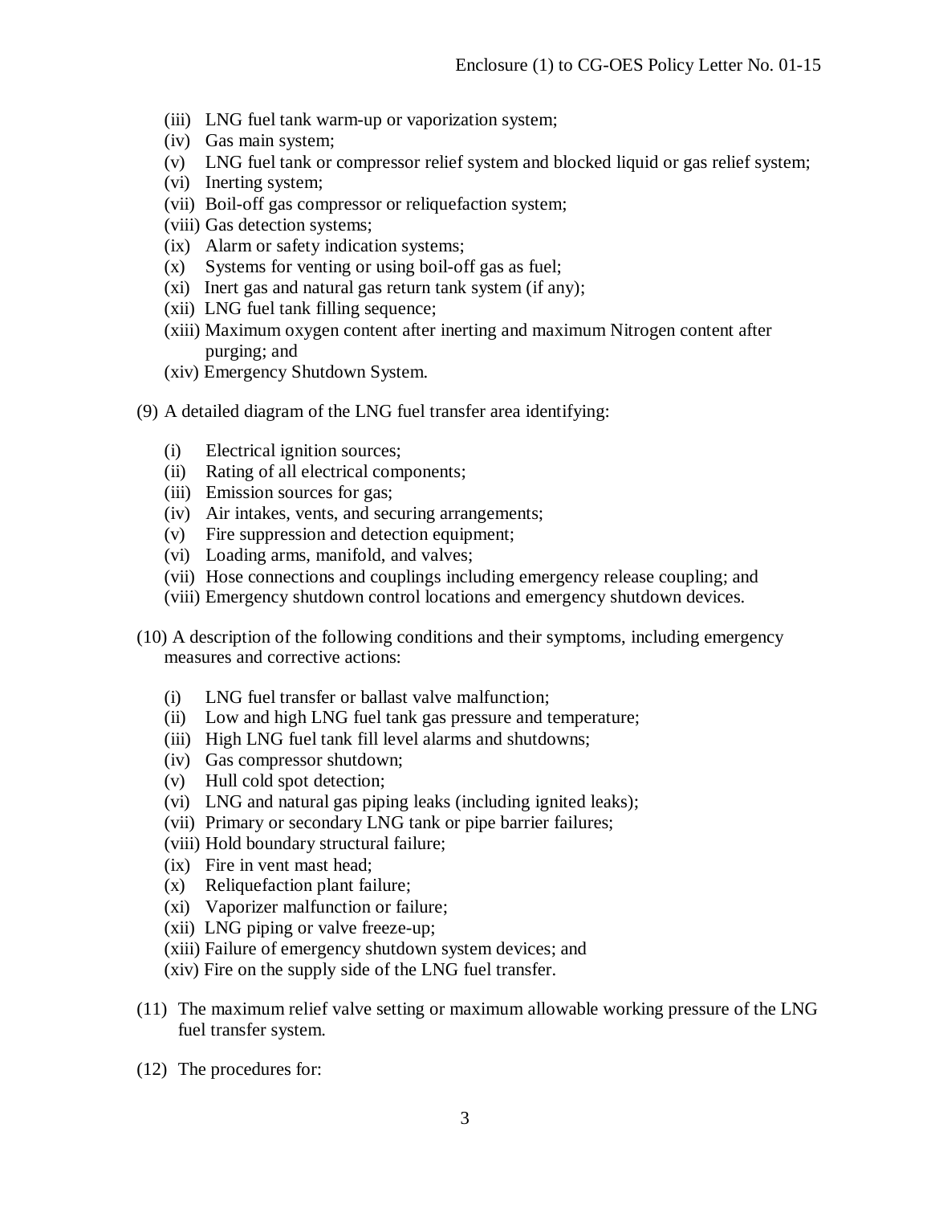(iii) LNG fuel tank warm-up or vaporization system;
(iv) Gas main system;
(v) LNG fuel tank or compressor relief system and blocked liquid or gas relief system;
(vi) Inerting system;
(vii) Boil-off gas compressor or reliquefaction system;
(viii) Gas detection systems;
(ix) Alarm or safety indication systems;
(x) Systems for venting or using boil-off gas as fuel;
(xi) Inert gas and natural gas return tank system (if any);
(xii) LNG fuel tank filling sequence;
(xiii) Maximum oxygen content after inerting and maximum Nitrogen content after purging; and
(xiv) Emergency Shutdown System.

(9) A detailed diagram of the LNG fuel transfer area identifying:

(i) Electrical ignition sources;
(ii) Rating of all electrical components;
(iii) Emission sources for gas;
(iv) Air intakes, vents, and securing arrangements;
(v) Fire suppression and detection equipment;
(vi) Loading arms, manifold, and valves;
(vii) Hose connections and couplings including emergency release coupling; and
(viii) Emergency shutdown control locations and emergency shutdown devices.

(10) A description of the following conditions and their symptoms, including emergency measures and corrective actions:

(i) LNG fuel transfer or ballast valve malfunction;
(ii) Low and high LNG fuel tank gas pressure and temperature;
(iii) High LNG fuel tank fill level alarms and shutdowns;
(iv) Gas compressor shutdown;
(v) Hull cold spot detection;
(vi) LNG and natural gas piping leaks (including ignited leaks);
(vii) Primary or secondary LNG tank or pipe barrier failures;
(viii) Hold boundary structural failure;
(ix) Fire in vent mast head;
(x) Reliquefaction plant failure;
(xi) Vaporizer malfunction or failure;
(xii) LNG piping or valve freeze-up;
(xiii) Failure of emergency shutdown system devices; and
(xiv) Fire on the supply side of the LNG fuel transfer.

(11) The maximum relief valve setting or maximum allowable working pressure of the LNG fuel transfer system.

(12) The procedures for: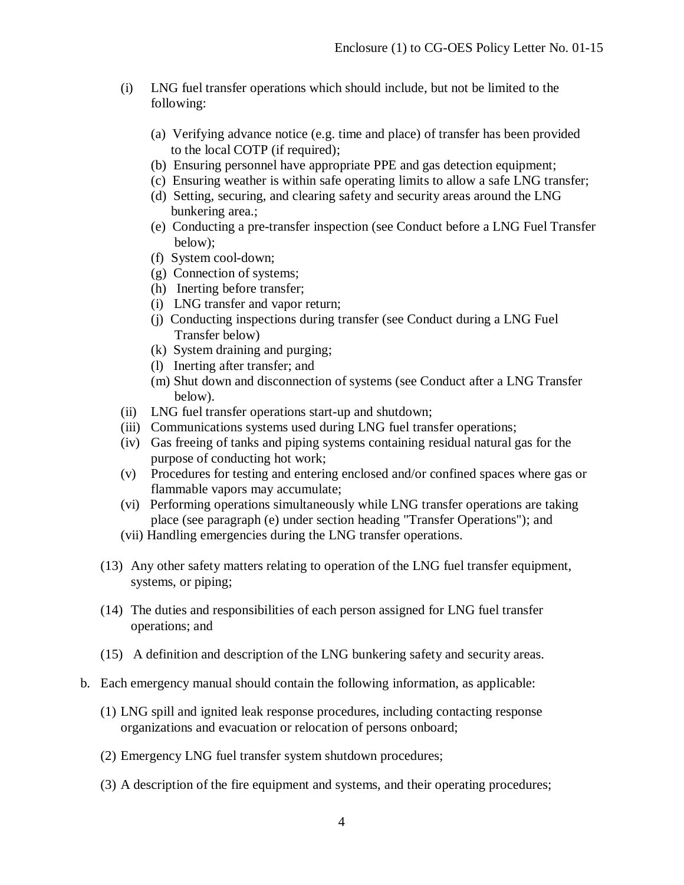(i) LNG fuel transfer operations which should include, but not be limited to the following:

  (a) Verifying advance notice (e.g. time and place) of transfer has been provided to the local COTP (if required);
  (b) Ensuring personnel have appropriate PPE and gas detection equipment;
  (c) Ensuring weather is within safe operating limits to allow a safe LNG transfer;
  (d) Setting, securing, and clearing safety and security areas around the LNG bunkering area.;
  (e) Conducting a pre-transfer inspection (see Conduct before a LNG Fuel Transfer below);
  (f) System cool-down;
  (g) Connection of systems;
  (h) Inerting before transfer;
  (i) LNG transfer and vapor return;
  (j) Conducting inspections during transfer (see Conduct during a LNG Fuel Transfer below)
  (k) System draining and purging;
  (l) Inerting after transfer; and
  (m) Shut down and disconnection of systems (see Conduct after a LNG Transfer below).

(ii) LNG fuel transfer operations start-up and shutdown;

(iii) Communications systems used during LNG fuel transfer operations;

(iv) Gas freeing of tanks and piping systems containing residual natural gas for the purpose of conducting hot work;

(v) Procedures for testing and entering enclosed and/or confined spaces where gas or flammable vapors may accumulate;

(vi) Performing operations simultaneously while LNG transfer operations are taking place (see paragraph (e) under section heading "Transfer Operations"); and

(vii) Handling emergencies during the LNG transfer operations.

(13) Any other safety matters relating to operation of the LNG fuel transfer equipment, systems, or piping;

(14) The duties and responsibilities of each person assigned for LNG fuel transfer operations; and

(15) A definition and description of the LNG bunkering safety and security areas.

b. Each emergency manual should contain the following information, as applicable:

  (1) LNG spill and ignited leak response procedures, including contacting response organizations and evacuation or relocation of persons onboard;

  (2) Emergency LNG fuel transfer system shutdown procedures;

  (3) A description of the fire equipment and systems, and their operating procedures;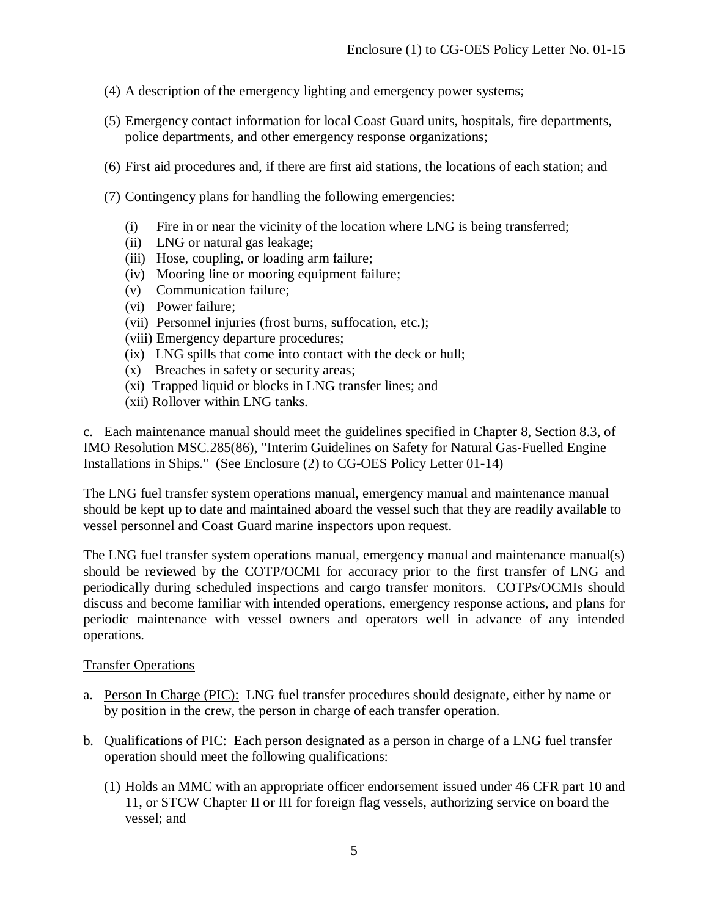(4) A description of the emergency lighting and emergency power systems;

(5) Emergency contact information for local Coast Guard units, hospitals, fire departments, police departments, and other emergency response organizations;

(6) First aid procedures and, if there are first aid stations, the locations of each station; and

(7) Contingency plans for handling the following emergencies:

(i) Fire in or near the vicinity of the location where LNG is being transferred;
(ii) LNG or natural gas leakage;
(iii) Hose, coupling, or loading arm failure;
(iv) Mooring line or mooring equipment failure;
(v) Communication failure;
(vi) Power failure;
(vii) Personnel injuries (frost burns, suffocation, etc.);
(viii) Emergency departure procedures;
(ix) LNG spills that come into contact with the deck or hull;
(x) Breaches in safety or security areas;
(xi) Trapped liquid or blocks in LNG transfer lines; and
(xii) Rollover within LNG tanks.

c. Each maintenance manual should meet the guidelines specified in Chapter 8, Section 8.3, of IMO Resolution MSC.285(86), "Interim Guidelines on Safety for Natural Gas-Fuelled Engine Installations in Ships." (See Enclosure (2) to CG-OES Policy Letter 01-14)

The LNG fuel transfer system operations manual, emergency manual and maintenance manual should be kept up to date and maintained aboard the vessel such that they are readily available to vessel personnel and Coast Guard marine inspectors upon request.

The LNG fuel transfer system operations manual, emergency manual and maintenance manual(s) should be reviewed by the COTP/OCMI for accuracy prior to the first transfer of LNG and periodically during scheduled inspections and cargo transfer monitors. COTPs/OCMIs should discuss and become familiar with intended operations, emergency response actions, and plans for periodic maintenance with vessel owners and operators well in advance of any intended operations.

Transfer Operations

a. Person In Charge (PIC): LNG fuel transfer procedures should designate, either by name or by position in the crew, the person in charge of each transfer operation.

b. Qualifications of PIC: Each person designated as a person in charge of a LNG fuel transfer operation should meet the following qualifications:

(1) Holds an MMC with an appropriate officer endorsement issued under 46 CFR part 10 and 11, or STCW Chapter II or III for foreign flag vessels, authorizing service on board the vessel; and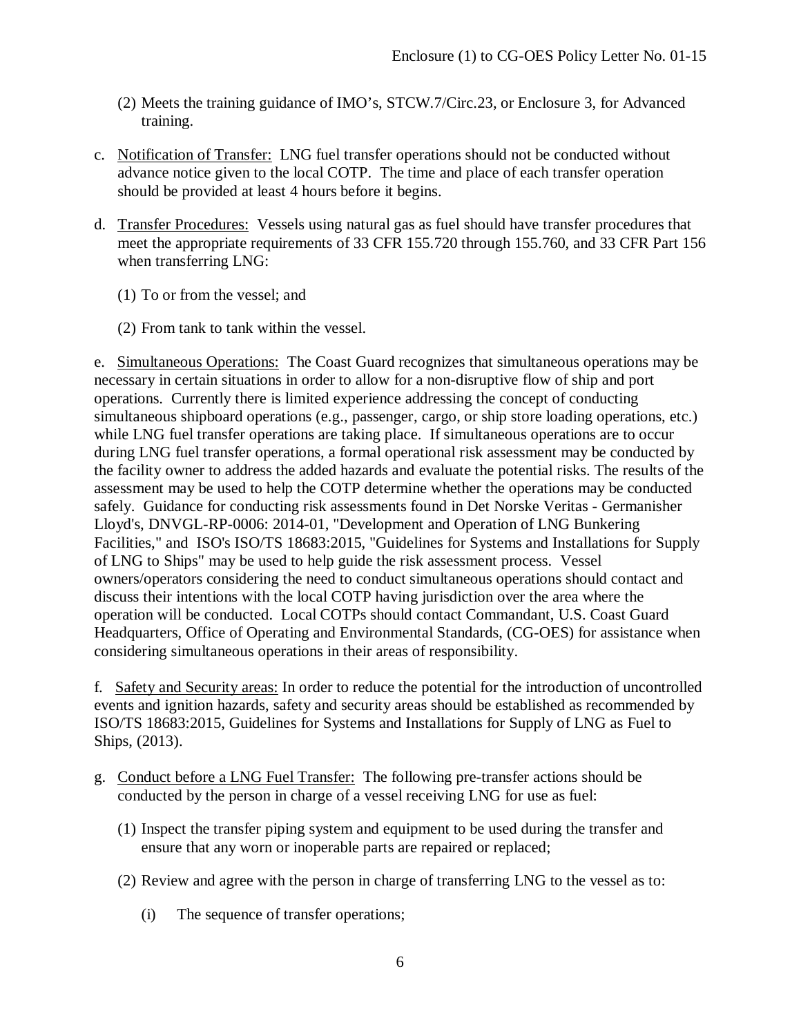(2) Meets the training guidance of IMO's, STCW.7/Circ.23, or Enclosure 3, for Advanced training.

c. Notification of Transfer: LNG fuel transfer operations should not be conducted without advance notice given to the local COTP. The time and place of each transfer operation should be provided at least 4 hours before it begins.

d. Transfer Procedures: Vessels using natural gas as fuel should have transfer procedures that meet the appropriate requirements of 33 CFR 155.720 through 155.760, and 33 CFR Part 156 when transferring LNG:

(1) To or from the vessel; and

(2) From tank to tank within the vessel.

e. Simultaneous Operations: The Coast Guard recognizes that simultaneous operations may be necessary in certain situations in order to allow for a non-disruptive flow of ship and port operations. Currently there is limited experience addressing the concept of conducting simultaneous shipboard operations (e.g., passenger, cargo, or ship store loading operations, etc.) while LNG fuel transfer operations are taking place. If simultaneous operations are to occur during LNG fuel transfer operations, a formal operational risk assessment may be conducted by the facility owner to address the added hazards and evaluate the potential risks. The results of the assessment may be used to help the COTP determine whether the operations may be conducted safely. Guidance for conducting risk assessments found in Det Norske Veritas - Germanisher Lloyd's, DNVGL-RP-0006: 2014-01, "Development and Operation of LNG Bunkering Facilities," and ISO's ISO/TS 18683:2015, "Guidelines for Systems and Installations for Supply of LNG to Ships" may be used to help guide the risk assessment process. Vessel owners/operators considering the need to conduct simultaneous operations should contact and discuss their intentions with the local COTP having jurisdiction over the area where the operation will be conducted. Local COTPs should contact Commandant, U.S. Coast Guard Headquarters, Office of Operating and Environmental Standards, (CG-OES) for assistance when considering simultaneous operations in their areas of responsibility.

f. Safety and Security areas: In order to reduce the potential for the introduction of uncontrolled events and ignition hazards, safety and security areas should be established as recommended by ISO/TS 18683:2015, Guidelines for Systems and Installations for Supply of LNG as Fuel to Ships, (2013).

g. Conduct before a LNG Fuel Transfer: The following pre-transfer actions should be conducted by the person in charge of a vessel receiving LNG for use as fuel:

(1) Inspect the transfer piping system and equipment to be used during the transfer and ensure that any worn or inoperable parts are repaired or replaced;

(2) Review and agree with the person in charge of transferring LNG to the vessel as to:

(i) The sequence of transfer operations;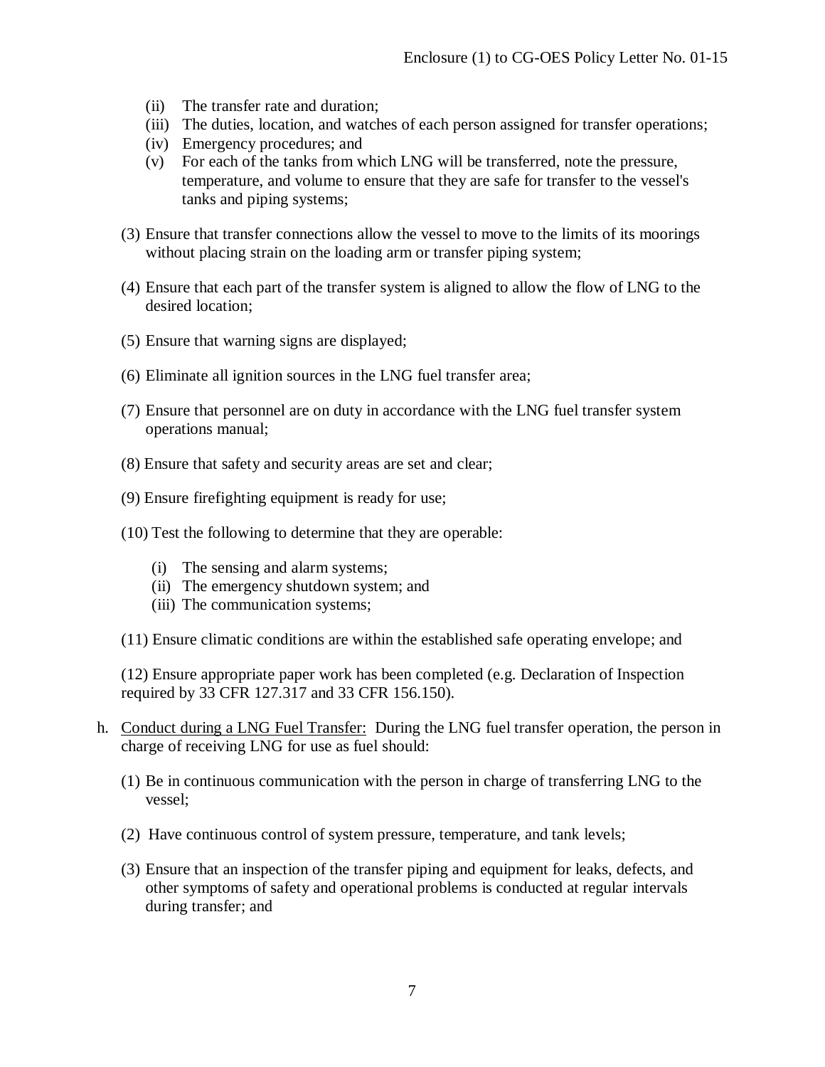- (ii) The transfer rate and duration;
- (iii) The duties, location, and watches of each person assigned for transfer operations;
- (iv) Emergency procedures; and
- (v) For each of the tanks from which LNG will be transferred, note the pressure, temperature, and volume to ensure that they are safe for transfer to the vessel's tanks and piping systems;

(3) Ensure that transfer connections allow the vessel to move to the limits of its moorings without placing strain on the loading arm or transfer piping system;

(4) Ensure that each part of the transfer system is aligned to allow the flow of LNG to the desired location;

(5) Ensure that warning signs are displayed;

(6) Eliminate all ignition sources in the LNG fuel transfer area;

(7) Ensure that personnel are on duty in accordance with the LNG fuel transfer system operations manual;

(8) Ensure that safety and security areas are set and clear;

(9) Ensure firefighting equipment is ready for use;

(10) Test the following to determine that they are operable:

- (i) The sensing and alarm systems;
- (ii) The emergency shutdown system; and
- (iii) The communication systems;

(11) Ensure climatic conditions are within the established safe operating envelope; and

(12) Ensure appropriate paper work has been completed (e.g. Declaration of Inspection required by 33 CFR 127.317 and 33 CFR 156.150).

h. Conduct during a LNG Fuel Transfer: During the LNG fuel transfer operation, the person in charge of receiving LNG for use as fuel should:

(1) Be in continuous communication with the person in charge of transferring LNG to the vessel;

(2) Have continuous control of system pressure, temperature, and tank levels;

(3) Ensure that an inspection of the transfer piping and equipment for leaks, defects, and other symptoms of safety and operational problems is conducted at regular intervals during transfer; and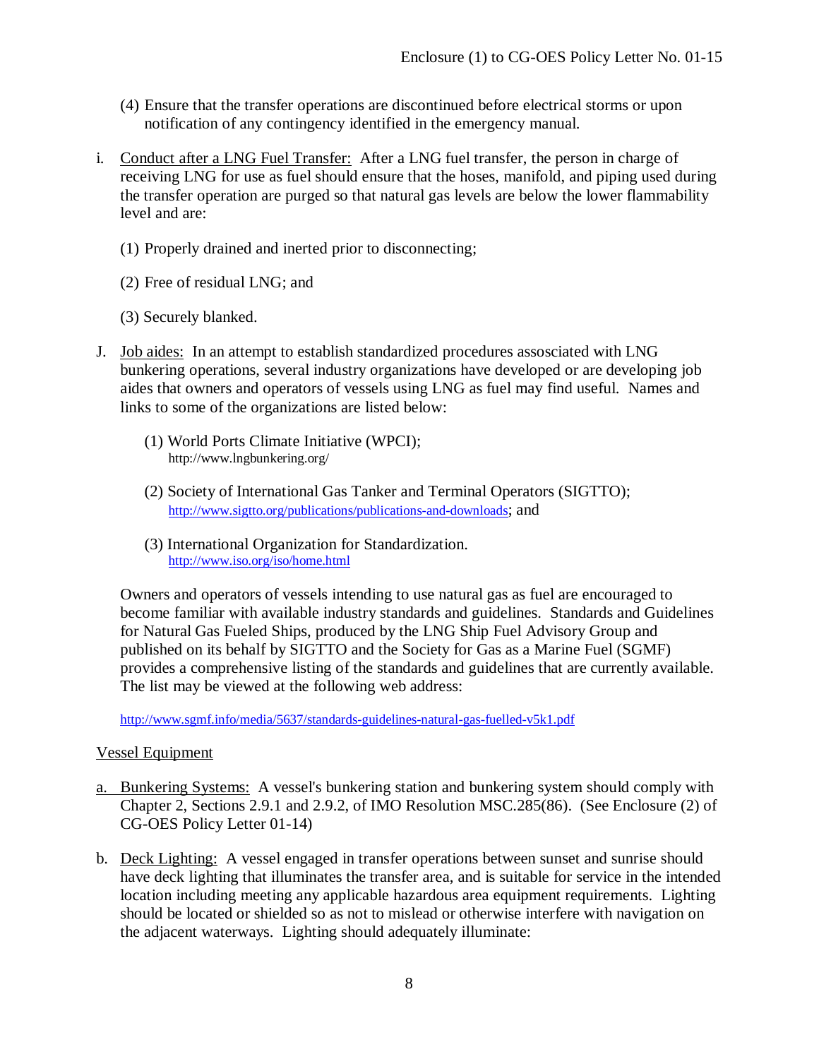(4) Ensure that the transfer operations are discontinued before electrical storms or upon notification of any contingency identified in the emergency manual.

i. Conduct after a LNG Fuel Transfer: After a LNG fuel transfer, the person in charge of receiving LNG for use as fuel should ensure that the hoses, manifold, and piping used during the transfer operation are purged so that natural gas levels are below the lower flammability level and are:

(1) Properly drained and inerted prior to disconnecting;

(2) Free of residual LNG; and

(3) Securely blanked.

J. Job aides: In an attempt to establish standardized procedures assosciated with LNG bunkering operations, several industry organizations have developed or are developing job aides that owners and operators of vessels using LNG as fuel may find useful. Names and links to some of the organizations are listed below:

(1) World Ports Climate Initiative (WPCI);
http://www.lngbunkering.org/

(2) Society of International Gas Tanker and Terminal Operators (SIGTTO);
http://www.sigtto.org/publications/publications-and-downloads; and

(3) International Organization for Standardization.
http://www.iso.org/iso/home.html

Owners and operators of vessels intending to use natural gas as fuel are encouraged to become familiar with available industry standards and guidelines. Standards and Guidelines for Natural Gas Fueled Ships, produced by the LNG Ship Fuel Advisory Group and published on its behalf by SIGTTO and the Society for Gas as a Marine Fuel (SGMF) provides a comprehensive listing of the standards and guidelines that are currently available. The list may be viewed at the following web address:

http://www.sgmf.info/media/5637/standards-guidelines-natural-gas-fuelled-v5k1.pdf

Vessel Equipment

a. Bunkering Systems: A vessel's bunkering station and bunkering system should comply with Chapter 2, Sections 2.9.1 and 2.9.2, of IMO Resolution MSC.285(86). (See Enclosure (2) of CG-OES Policy Letter 01-14)

b. Deck Lighting: A vessel engaged in transfer operations between sunset and sunrise should have deck lighting that illuminates the transfer area, and is suitable for service in the intended location including meeting any applicable hazardous area equipment requirements. Lighting should be located or shielded so as not to mislead or otherwise interfere with navigation on the adjacent waterways. Lighting should adequately illuminate: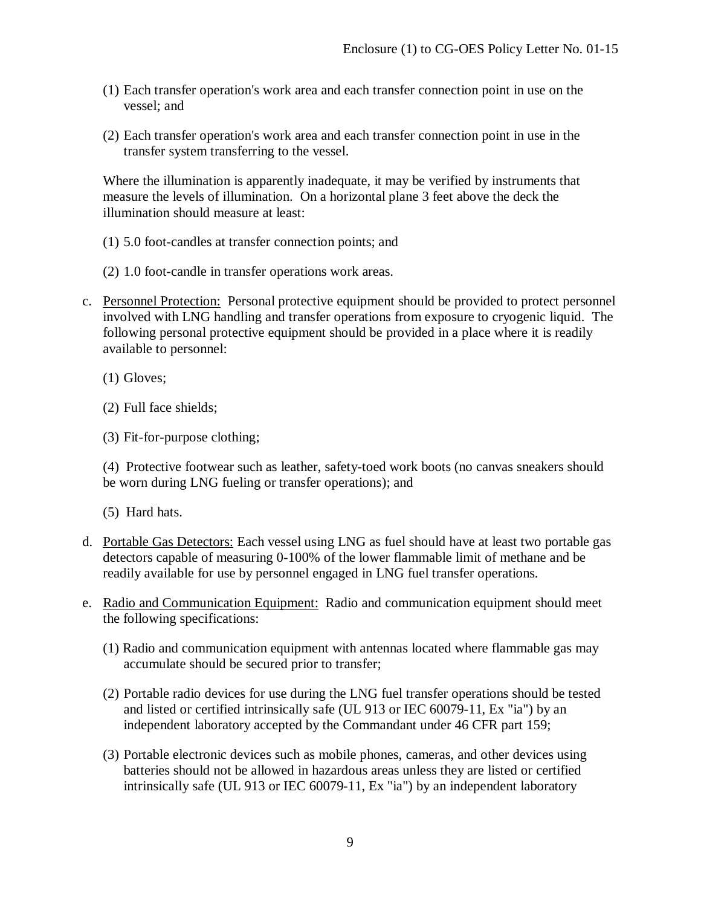(1) Each transfer operation's work area and each transfer connection point in use on the vessel; and

(2) Each transfer operation's work area and each transfer connection point in use in the transfer system transferring to the vessel.

Where the illumination is apparently inadequate, it may be verified by instruments that measure the levels of illumination. On a horizontal plane 3 feet above the deck the illumination should measure at least:

(1) 5.0 foot-candles at transfer connection points; and

(2) 1.0 foot-candle in transfer operations work areas.

c. Personnel Protection: Personal protective equipment should be provided to protect personnel involved with LNG handling and transfer operations from exposure to cryogenic liquid. The following personal protective equipment should be provided in a place where it is readily available to personnel:

(1) Gloves;

(2) Full face shields;

(3) Fit-for-purpose clothing;

(4) Protective footwear such as leather, safety-toed work boots (no canvas sneakers should be worn during LNG fueling or transfer operations); and

(5) Hard hats.

d. Portable Gas Detectors: Each vessel using LNG as fuel should have at least two portable gas detectors capable of measuring 0-100% of the lower flammable limit of methane and be readily available for use by personnel engaged in LNG fuel transfer operations.

e. Radio and Communication Equipment: Radio and communication equipment should meet the following specifications:

(1) Radio and communication equipment with antennas located where flammable gas may accumulate should be secured prior to transfer;

(2) Portable radio devices for use during the LNG fuel transfer operations should be tested and listed or certified intrinsically safe (UL 913 or IEC 60079-11, Ex "ia") by an independent laboratory accepted by the Commandant under 46 CFR part 159;

(3) Portable electronic devices such as mobile phones, cameras, and other devices using batteries should not be allowed in hazardous areas unless they are listed or certified intrinsically safe (UL 913 or IEC 60079-11, Ex "ia") by an independent laboratory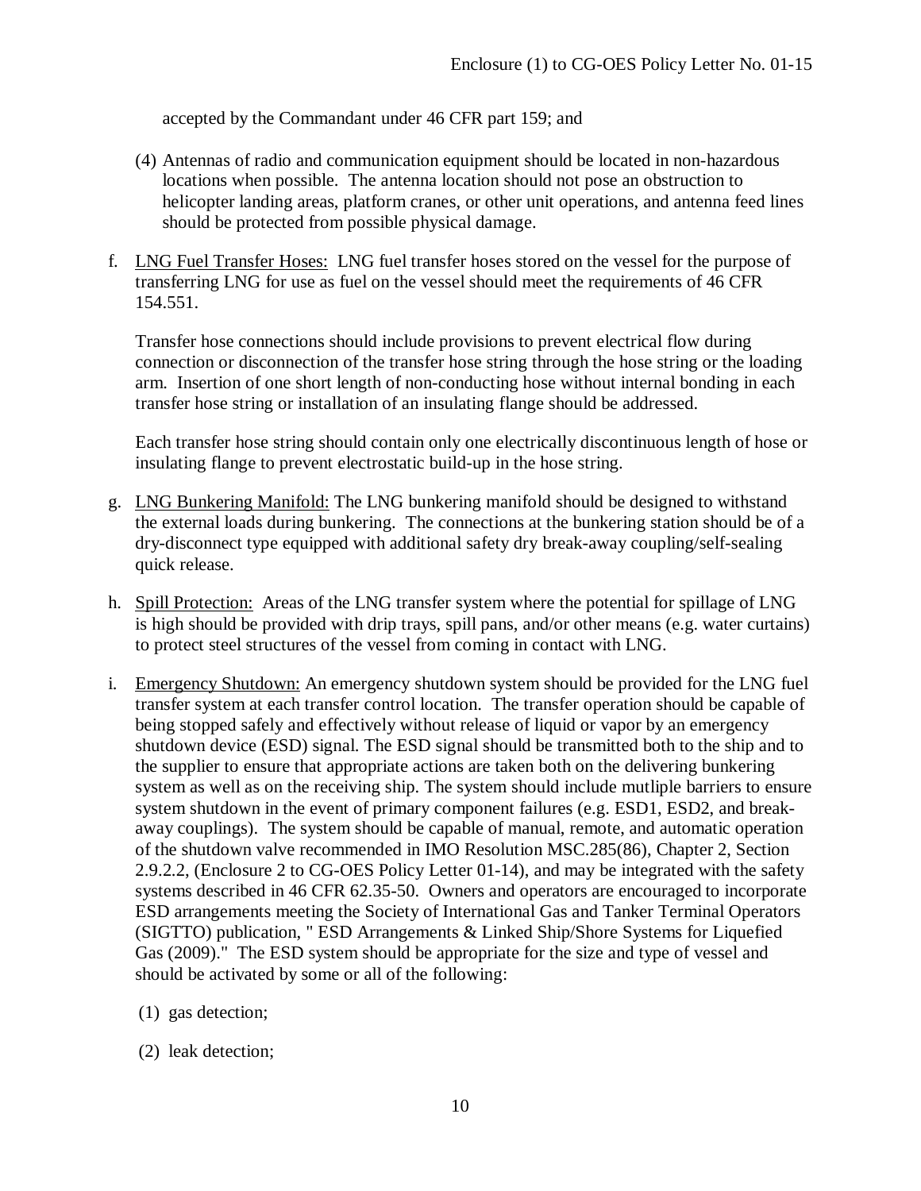accepted by the Commandant under 46 CFR part 159; and

(4) Antennas of radio and communication equipment should be located in non-hazardous locations when possible. The antenna location should not pose an obstruction to helicopter landing areas, platform cranes, or other unit operations, and antenna feed lines should be protected from possible physical damage.

f. <u>LNG Fuel Transfer Hoses:</u> LNG fuel transfer hoses stored on the vessel for the purpose of transferring LNG for use as fuel on the vessel should meet the requirements of 46 CFR 154.551.

   Transfer hose connections should include provisions to prevent electrical flow during connection or disconnection of the transfer hose string through the hose string or the loading arm. Insertion of one short length of non-conducting hose without internal bonding in each transfer hose string or installation of an insulating flange should be addressed.

   Each transfer hose string should contain only one electrically discontinuous length of hose or insulating flange to prevent electrostatic build-up in the hose string.

g. <u>LNG Bunkering Manifold:</u> The LNG bunkering manifold should be designed to withstand the external loads during bunkering. The connections at the bunkering station should be of a dry-disconnect type equipped with additional safety dry break-away coupling/self-sealing quick release.

h. <u>Spill Protection:</u> Areas of the LNG transfer system where the potential for spillage of LNG is high should be provided with drip trays, spill pans, and/or other means (e.g. water curtains) to protect steel structures of the vessel from coming in contact with LNG.

i. <u>Emergency Shutdown:</u> An emergency shutdown system should be provided for the LNG fuel transfer system at each transfer control location. The transfer operation should be capable of being stopped safely and effectively without release of liquid or vapor by an emergency shutdown device (ESD) signal. The ESD signal should be transmitted both to the ship and to the supplier to ensure that appropriate actions are taken both on the delivering bunkering system as well as on the receiving ship. The system should include mutliple barriers to ensure system shutdown in the event of primary component failures (e.g. ESD1, ESD2, and break-away couplings). The system should be capable of manual, remote, and automatic operation of the shutdown valve recommended in IMO Resolution MSC.285(86), Chapter 2, Section 2.9.2.2, (Enclosure 2 to CG-OES Policy Letter 01-14), and may be integrated with the safety systems described in 46 CFR 62.35-50. Owners and operators are encouraged to incorporate ESD arrangements meeting the Society of International Gas and Tanker Terminal Operators (SIGTTO) publication, " ESD Arrangements & Linked Ship/Shore Systems for Liquefied Gas (2009)." The ESD system should be appropriate for the size and type of vessel and should be activated by some or all of the following:

   (1) gas detection;

   (2) leak detection;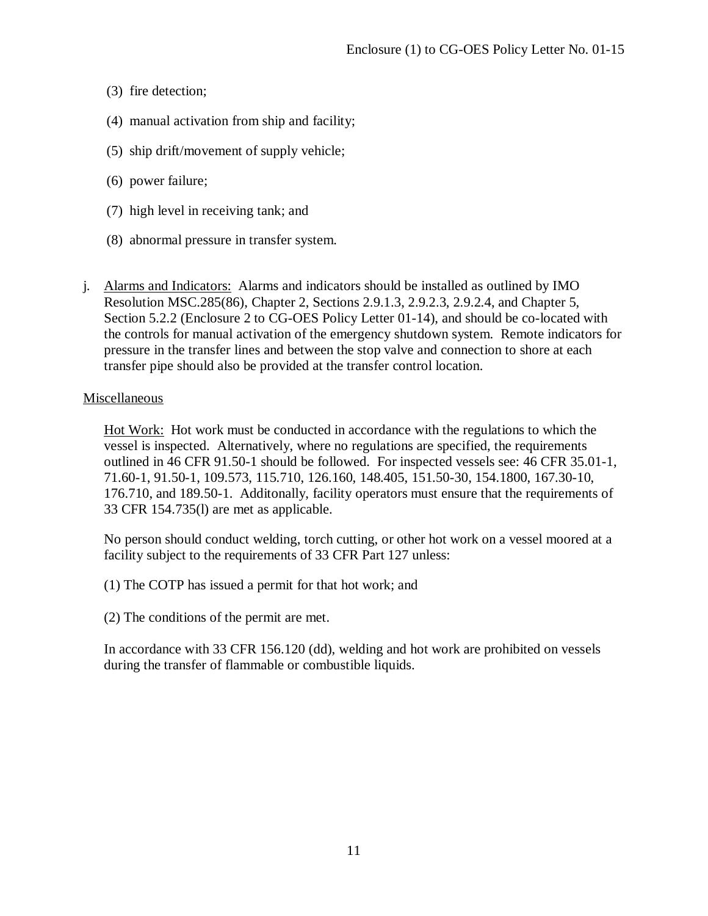(3) fire detection;

(4) manual activation from ship and facility;

(5) ship drift/movement of supply vehicle;

(6) power failure;

(7) high level in receiving tank; and

(8) abnormal pressure in transfer system.

j. Alarms and Indicators: Alarms and indicators should be installed as outlined by IMO Resolution MSC.285(86), Chapter 2, Sections 2.9.1.3, 2.9.2.3, 2.9.2.4, and Chapter 5, Section 5.2.2 (Enclosure 2 to CG-OES Policy Letter 01-14), and should be co-located with the controls for manual activation of the emergency shutdown system. Remote indicators for pressure in the transfer lines and between the stop valve and connection to shore at each transfer pipe should also be provided at the transfer control location.

Miscellaneous

Hot Work: Hot work must be conducted in accordance with the regulations to which the vessel is inspected. Alternatively, where no regulations are specified, the requirements outlined in 46 CFR 91.50-1 should be followed. For inspected vessels see: 46 CFR 35.01-1, 71.60-1, 91.50-1, 109.573, 115.710, 126.160, 148.405, 151.50-30, 154.1800, 167.30-10, 176.710, and 189.50-1. Additonally, facility operators must ensure that the requirements of 33 CFR 154.735(l) are met as applicable.

No person should conduct welding, torch cutting, or other hot work on a vessel moored at a facility subject to the requirements of 33 CFR Part 127 unless:

(1) The COTP has issued a permit for that hot work; and

(2) The conditions of the permit are met.

In accordance with 33 CFR 156.120 (dd), welding and hot work are prohibited on vessels during the transfer of flammable or combustible liquids.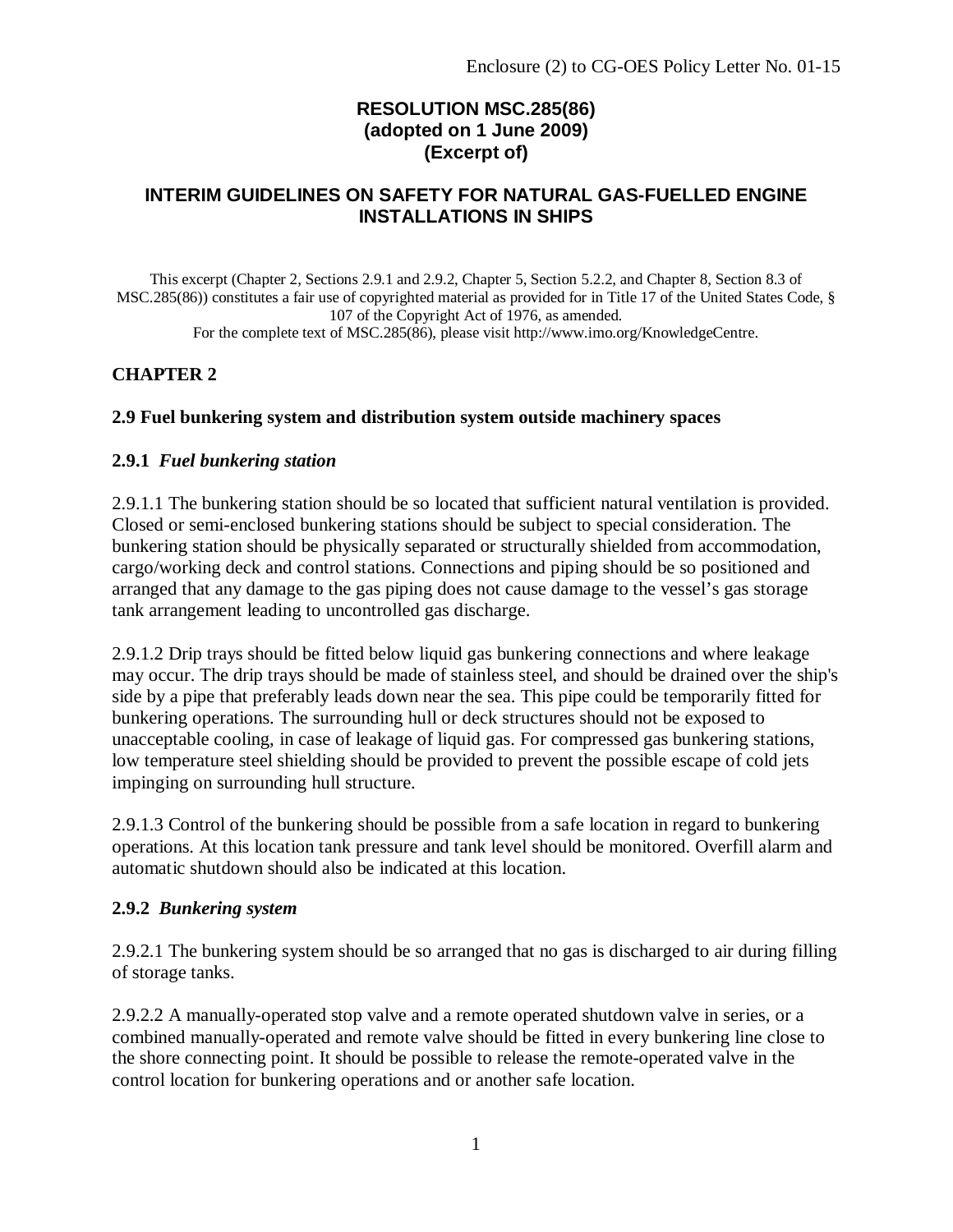Enclosure (2) to CG-OES Policy Letter No. 01-15

**RESOLUTION MSC.285(86)**
**(adopted on 1 June 2009)**
**(Excerpt of)**

## INTERIM GUIDELINES ON SAFETY FOR NATURAL GAS-FUELLED ENGINE INSTALLATIONS IN SHIPS

This excerpt (Chapter 2, Sections 2.9.1 and 2.9.2, Chapter 5, Section 5.2.2, and Chapter 8, Section 8.3 of MSC.285(86)) constitutes a fair use of copyrighted material as provided for in Title 17 of the United States Code, § 107 of the Copyright Act of 1976, as amended.
For the complete text of MSC.285(86), please visit http://www.imo.org/KnowledgeCentre.

## CHAPTER 2

### 2.9 Fuel bunkering system and distribution system outside machinery spaces

#### 2.9.1 *Fuel bunkering station*

2.9.1.1 The bunkering station should be so located that sufficient natural ventilation is provided. Closed or semi-enclosed bunkering stations should be subject to special consideration. The bunkering station should be physically separated or structurally shielded from accommodation, cargo/working deck and control stations. Connections and piping should be so positioned and arranged that any damage to the gas piping does not cause damage to the vessel's gas storage tank arrangement leading to uncontrolled gas discharge.

2.9.1.2 Drip trays should be fitted below liquid gas bunkering connections and where leakage may occur. The drip trays should be made of stainless steel, and should be drained over the ship's side by a pipe that preferably leads down near the sea. This pipe could be temporarily fitted for bunkering operations. The surrounding hull or deck structures should not be exposed to unacceptable cooling, in case of leakage of liquid gas. For compressed gas bunkering stations, low temperature steel shielding should be provided to prevent the possible escape of cold jets impinging on surrounding hull structure.

2.9.1.3 Control of the bunkering should be possible from a safe location in regard to bunkering operations. At this location tank pressure and tank level should be monitored. Overfill alarm and automatic shutdown should also be indicated at this location.

#### 2.9.2 *Bunkering system*

2.9.2.1 The bunkering system should be so arranged that no gas is discharged to air during filling of storage tanks.

2.9.2.2 A manually-operated stop valve and a remote operated shutdown valve in series, or a combined manually-operated and remote valve should be fitted in every bunkering line close to the shore connecting point. It should be possible to release the remote-operated valve in the control location for bunkering operations and or another safe location.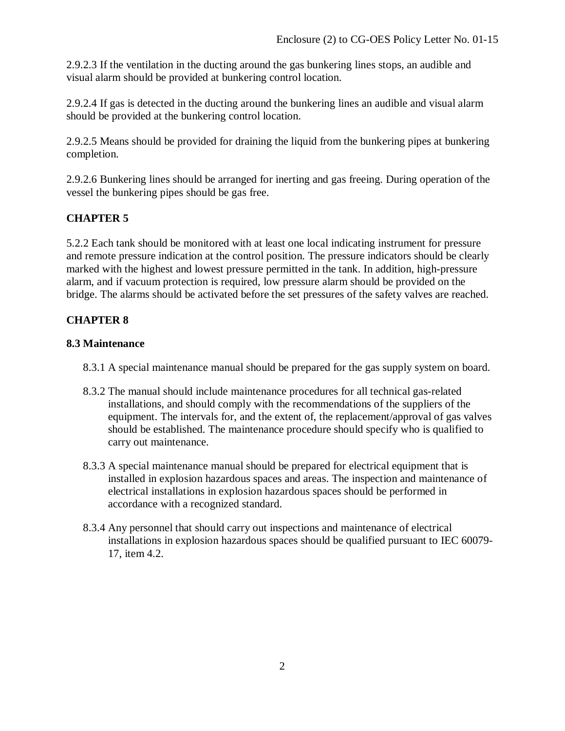2.9.2.3 If the ventilation in the ducting around the gas bunkering lines stops, an audible and visual alarm should be provided at bunkering control location.

2.9.2.4 If gas is detected in the ducting around the bunkering lines an audible and visual alarm should be provided at the bunkering control location.

2.9.2.5 Means should be provided for draining the liquid from the bunkering pipes at bunkering completion.

2.9.2.6 Bunkering lines should be arranged for inerting and gas freeing. During operation of the vessel the bunkering pipes should be gas free.

## CHAPTER 5

5.2.2 Each tank should be monitored with at least one local indicating instrument for pressure and remote pressure indication at the control position. The pressure indicators should be clearly marked with the highest and lowest pressure permitted in the tank. In addition, high-pressure alarm, and if vacuum protection is required, low pressure alarm should be provided on the bridge. The alarms should be activated before the set pressures of the safety valves are reached.

## CHAPTER 8

### 8.3 Maintenance

8.3.1 A special maintenance manual should be prepared for the gas supply system on board.

8.3.2 The manual should include maintenance procedures for all technical gas-related installations, and should comply with the recommendations of the suppliers of the equipment. The intervals for, and the extent of, the replacement/approval of gas valves should be established. The maintenance procedure should specify who is qualified to carry out maintenance.

8.3.3 A special maintenance manual should be prepared for electrical equipment that is installed in explosion hazardous spaces and areas. The inspection and maintenance of electrical installations in explosion hazardous spaces should be performed in accordance with a recognized standard.

8.3.4 Any personnel that should carry out inspections and maintenance of electrical installations in explosion hazardous spaces should be qualified pursuant to IEC 60079-17, item 4.2.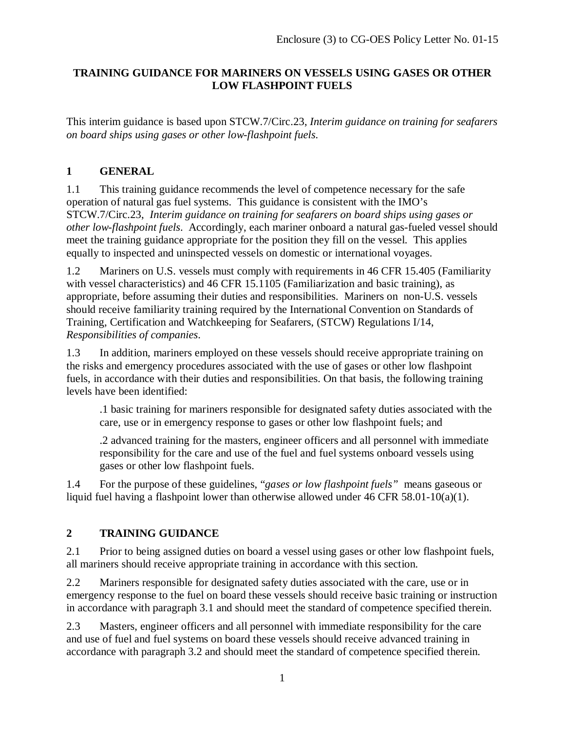Enclosure (3) to CG-OES Policy Letter No. 01-15

# TRAINING GUIDANCE FOR MARINERS ON VESSELS USING GASES OR OTHER LOW FLASHPOINT FUELS

This interim guidance is based upon STCW.7/Circ.23, *Interim guidance on training for seafarers on board ships using gases or other low-flashpoint fuels*.

## 1 GENERAL

1.1 This training guidance recommends the level of competence necessary for the safe operation of natural gas fuel systems. This guidance is consistent with the IMO's STCW.7/Circ.23, *Interim guidance on training for seafarers on board ships using gases or other low-flashpoint fuels*. Accordingly, each mariner onboard a natural gas-fueled vessel should meet the training guidance appropriate for the position they fill on the vessel. This applies equally to inspected and uninspected vessels on domestic or international voyages.

1.2 Mariners on U.S. vessels must comply with requirements in 46 CFR 15.405 (Familiarity with vessel characteristics) and 46 CFR 15.1105 (Familiarization and basic training), as appropriate, before assuming their duties and responsibilities. Mariners on non-U.S. vessels should receive familiarity training required by the International Convention on Standards of Training, Certification and Watchkeeping for Seafarers, (STCW) Regulations I/14, *Responsibilities of companies*.

1.3 In addition, mariners employed on these vessels should receive appropriate training on the risks and emergency procedures associated with the use of gases or other low flashpoint fuels, in accordance with their duties and responsibilities. On that basis, the following training levels have been identified:

> .1 basic training for mariners responsible for designated safety duties associated with the care, use or in emergency response to gases or other low flashpoint fuels; and
>
> .2 advanced training for the masters, engineer officers and all personnel with immediate responsibility for the care and use of the fuel and fuel systems onboard vessels using gases or other low flashpoint fuels.

1.4 For the purpose of these guidelines, "*gases or low flashpoint fuels*" means gaseous or liquid fuel having a flashpoint lower than otherwise allowed under 46 CFR 58.01-10(a)(1).

## 2 TRAINING GUIDANCE

2.1 Prior to being assigned duties on board a vessel using gases or other low flashpoint fuels, all mariners should receive appropriate training in accordance with this section.

2.2 Mariners responsible for designated safety duties associated with the care, use or in emergency response to the fuel on board these vessels should receive basic training or instruction in accordance with paragraph 3.1 and should meet the standard of competence specified therein.

2.3 Masters, engineer officers and all personnel with immediate responsibility for the care and use of fuel and fuel systems on board these vessels should receive advanced training in accordance with paragraph 3.2 and should meet the standard of competence specified therein.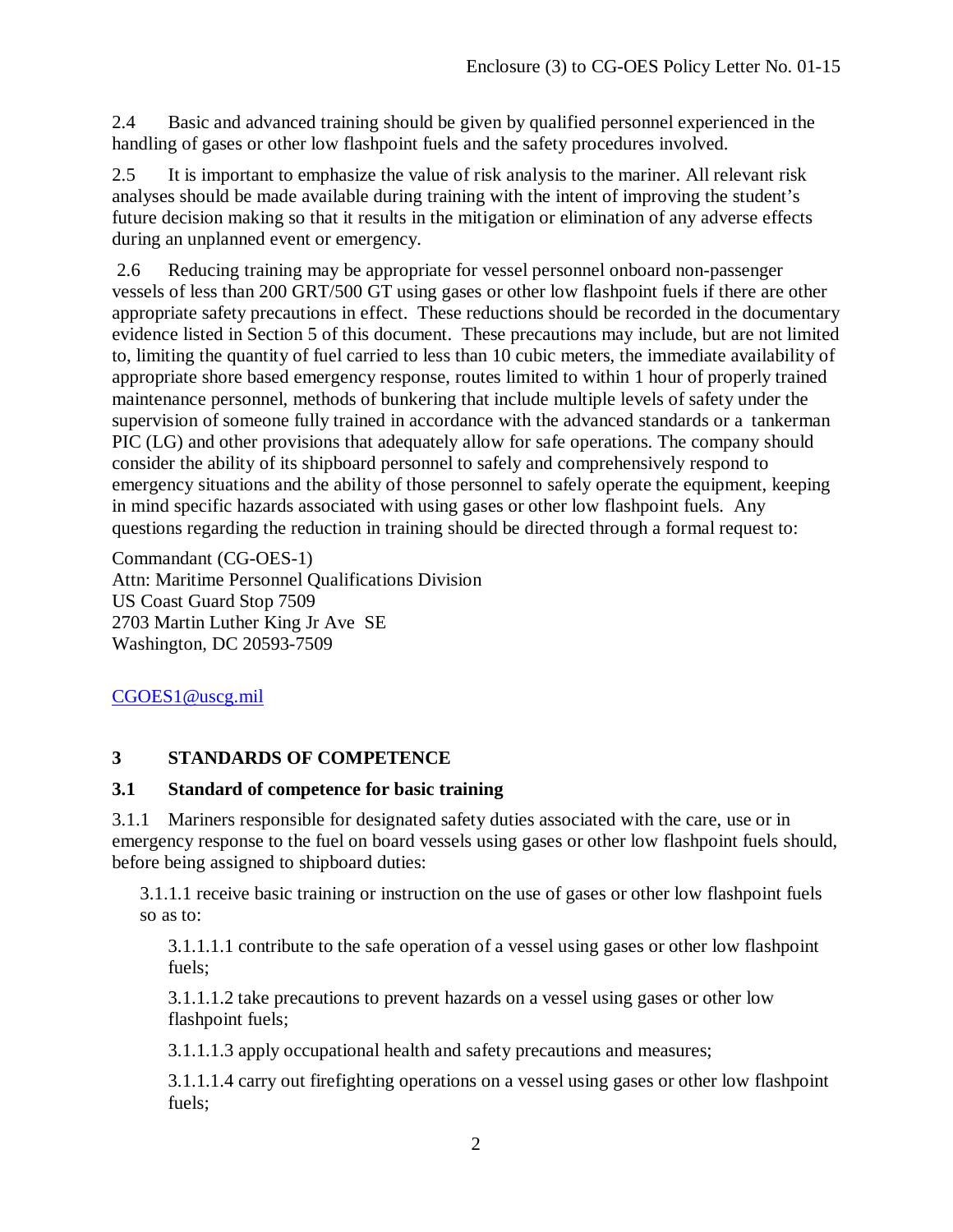2.4 Basic and advanced training should be given by qualified personnel experienced in the handling of gases or other low flashpoint fuels and the safety procedures involved.

2.5 It is important to emphasize the value of risk analysis to the mariner. All relevant risk analyses should be made available during training with the intent of improving the student's future decision making so that it results in the mitigation or elimination of any adverse effects during an unplanned event or emergency.

2.6 Reducing training may be appropriate for vessel personnel onboard non-passenger vessels of less than 200 GRT/500 GT using gases or other low flashpoint fuels if there are other appropriate safety precautions in effect. These reductions should be recorded in the documentary evidence listed in Section 5 of this document. These precautions may include, but are not limited to, limiting the quantity of fuel carried to less than 10 cubic meters, the immediate availability of appropriate shore based emergency response, routes limited to within 1 hour of properly trained maintenance personnel, methods of bunkering that include multiple levels of safety under the supervision of someone fully trained in accordance with the advanced standards or a tankerman PIC (LG) and other provisions that adequately allow for safe operations. The company should consider the ability of its shipboard personnel to safely and comprehensively respond to emergency situations and the ability of those personnel to safely operate the equipment, keeping in mind specific hazards associated with using gases or other low flashpoint fuels. Any questions regarding the reduction in training should be directed through a formal request to:

Commandant (CG-OES-1)
Attn: Maritime Personnel Qualifications Division
US Coast Guard Stop 7509
2703 Martin Luther King Jr Ave SE
Washington, DC 20593-7509

CGOES1@uscg.mil

## 3 STANDARDS OF COMPETENCE

### 3.1 Standard of competence for basic training

3.1.1 Mariners responsible for designated safety duties associated with the care, use or in emergency response to the fuel on board vessels using gases or other low flashpoint fuels should, before being assigned to shipboard duties:

3.1.1.1 receive basic training or instruction on the use of gases or other low flashpoint fuels so as to:

3.1.1.1.1 contribute to the safe operation of a vessel using gases or other low flashpoint fuels;

3.1.1.1.2 take precautions to prevent hazards on a vessel using gases or other low flashpoint fuels;

3.1.1.1.3 apply occupational health and safety precautions and measures;

3.1.1.1.4 carry out firefighting operations on a vessel using gases or other low flashpoint fuels;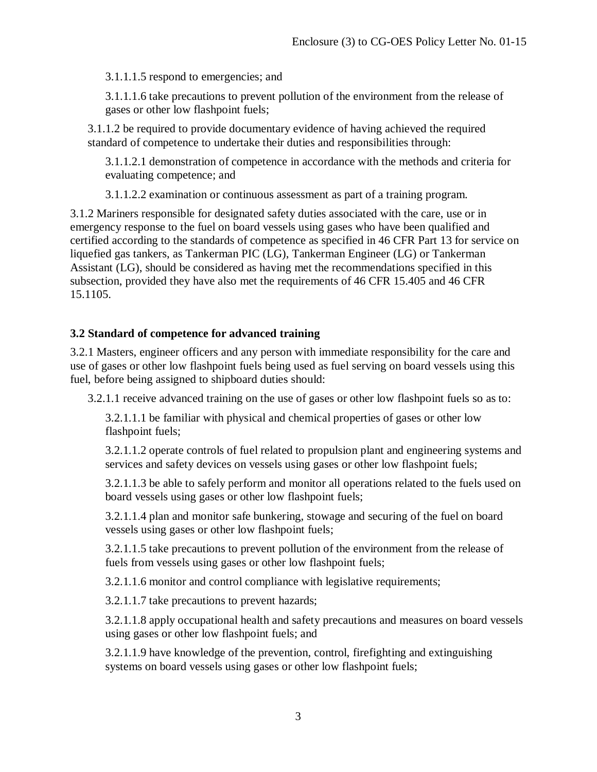3.1.1.1.5 respond to emergencies; and

3.1.1.1.6 take precautions to prevent pollution of the environment from the release of gases or other low flashpoint fuels;

3.1.1.2 be required to provide documentary evidence of having achieved the required standard of competence to undertake their duties and responsibilities through:

3.1.1.2.1 demonstration of competence in accordance with the methods and criteria for evaluating competence; and

3.1.1.2.2 examination or continuous assessment as part of a training program.

3.1.2 Mariners responsible for designated safety duties associated with the care, use or in emergency response to the fuel on board vessels using gases who have been qualified and certified according to the standards of competence as specified in 46 CFR Part 13 for service on liquefied gas tankers, as Tankerman PIC (LG), Tankerman Engineer (LG) or Tankerman Assistant (LG), should be considered as having met the recommendations specified in this subsection, provided they have also met the requirements of 46 CFR 15.405 and 46 CFR 15.1105.

**3.2 Standard of competence for advanced training**

3.2.1 Masters, engineer officers and any person with immediate responsibility for the care and use of gases or other low flashpoint fuels being used as fuel serving on board vessels using this fuel, before being assigned to shipboard duties should:

3.2.1.1 receive advanced training on the use of gases or other low flashpoint fuels so as to:

3.2.1.1.1 be familiar with physical and chemical properties of gases or other low flashpoint fuels;

3.2.1.1.2 operate controls of fuel related to propulsion plant and engineering systems and services and safety devices on vessels using gases or other low flashpoint fuels;

3.2.1.1.3 be able to safely perform and monitor all operations related to the fuels used on board vessels using gases or other low flashpoint fuels;

3.2.1.1.4 plan and monitor safe bunkering, stowage and securing of the fuel on board vessels using gases or other low flashpoint fuels;

3.2.1.1.5 take precautions to prevent pollution of the environment from the release of fuels from vessels using gases or other low flashpoint fuels;

3.2.1.1.6 monitor and control compliance with legislative requirements;

3.2.1.1.7 take precautions to prevent hazards;

3.2.1.1.8 apply occupational health and safety precautions and measures on board vessels using gases or other low flashpoint fuels; and

3.2.1.1.9 have knowledge of the prevention, control, firefighting and extinguishing systems on board vessels using gases or other low flashpoint fuels;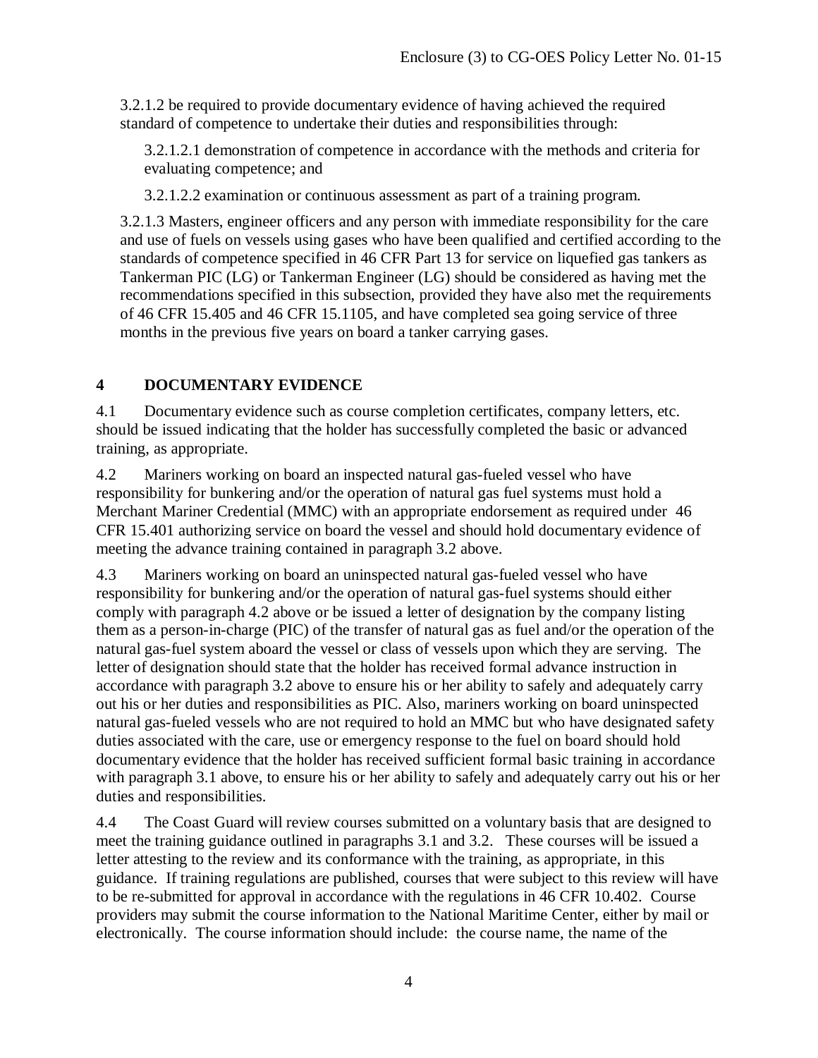3.2.1.2 be required to provide documentary evidence of having achieved the required standard of competence to undertake their duties and responsibilities through:

3.2.1.2.1 demonstration of competence in accordance with the methods and criteria for evaluating competence; and

3.2.1.2.2 examination or continuous assessment as part of a training program.

3.2.1.3 Masters, engineer officers and any person with immediate responsibility for the care and use of fuels on vessels using gases who have been qualified and certified according to the standards of competence specified in 46 CFR Part 13 for service on liquefied gas tankers as Tankerman PIC (LG) or Tankerman Engineer (LG) should be considered as having met the recommendations specified in this subsection, provided they have also met the requirements of 46 CFR 15.405 and 46 CFR 15.1105, and have completed sea going service of three months in the previous five years on board a tanker carrying gases.

## 4 DOCUMENTARY EVIDENCE

4.1 Documentary evidence such as course completion certificates, company letters, etc. should be issued indicating that the holder has successfully completed the basic or advanced training, as appropriate.

4.2 Mariners working on board an inspected natural gas-fueled vessel who have responsibility for bunkering and/or the operation of natural gas fuel systems must hold a Merchant Mariner Credential (MMC) with an appropriate endorsement as required under 46 CFR 15.401 authorizing service on board the vessel and should hold documentary evidence of meeting the advance training contained in paragraph 3.2 above.

4.3 Mariners working on board an uninspected natural gas-fueled vessel who have responsibility for bunkering and/or the operation of natural gas-fuel systems should either comply with paragraph 4.2 above or be issued a letter of designation by the company listing them as a person-in-charge (PIC) of the transfer of natural gas as fuel and/or the operation of the natural gas-fuel system aboard the vessel or class of vessels upon which they are serving. The letter of designation should state that the holder has received formal advance instruction in accordance with paragraph 3.2 above to ensure his or her ability to safely and adequately carry out his or her duties and responsibilities as PIC. Also, mariners working on board uninspected natural gas-fueled vessels who are not required to hold an MMC but who have designated safety duties associated with the care, use or emergency response to the fuel on board should hold documentary evidence that the holder has received sufficient formal basic training in accordance with paragraph 3.1 above, to ensure his or her ability to safely and adequately carry out his or her duties and responsibilities.

4.4 The Coast Guard will review courses submitted on a voluntary basis that are designed to meet the training guidance outlined in paragraphs 3.1 and 3.2. These courses will be issued a letter attesting to the review and its conformance with the training, as appropriate, in this guidance. If training regulations are published, courses that were subject to this review will have to be re-submitted for approval in accordance with the regulations in 46 CFR 10.402. Course providers may submit the course information to the National Maritime Center, either by mail or electronically. The course information should include: the course name, the name of the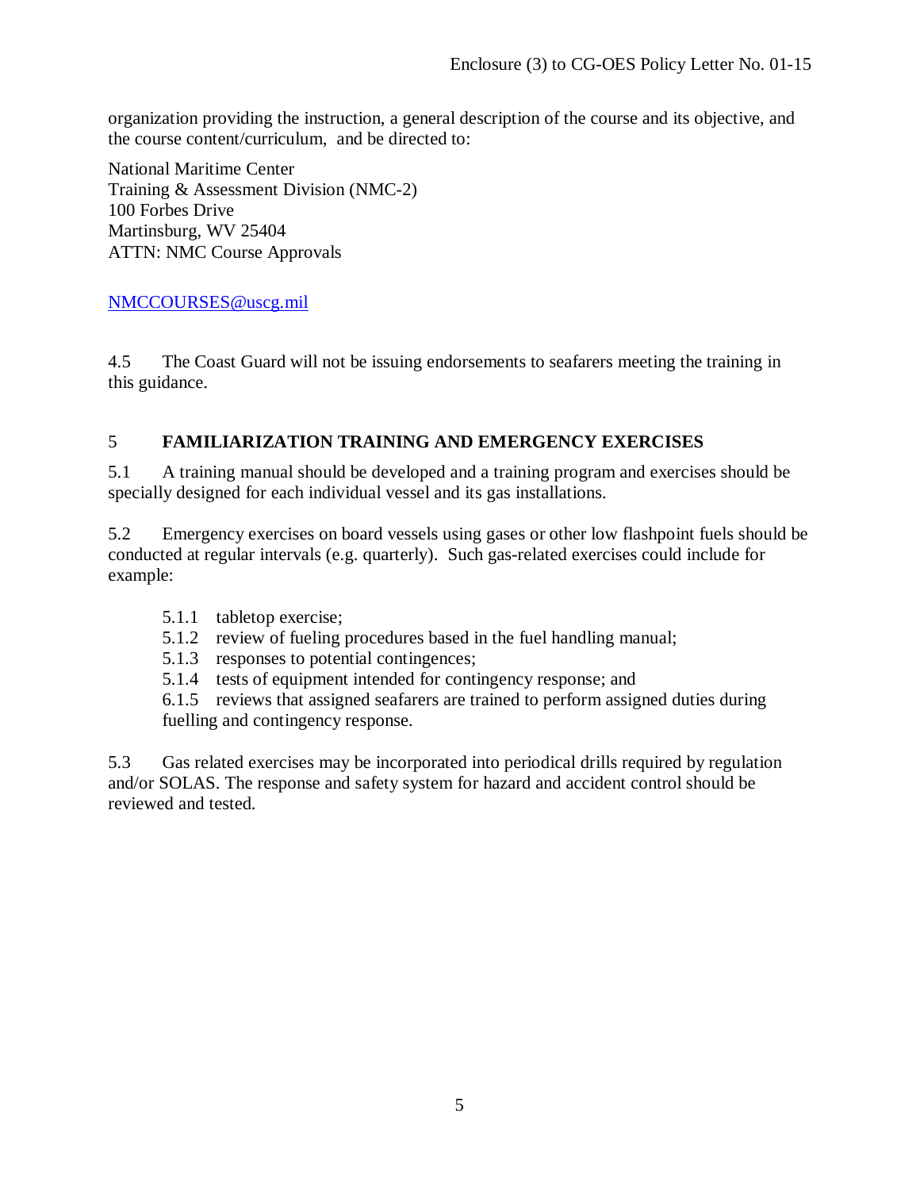organization providing the instruction, a general description of the course and its objective, and the course content/curriculum, and be directed to:

National Maritime Center
Training & Assessment Division (NMC-2)
100 Forbes Drive
Martinsburg, WV 25404
ATTN: NMC Course Approvals

NMCCOURSES@uscg.mil

4.5 The Coast Guard will not be issuing endorsements to seafarers meeting the training in this guidance.

## 5 FAMILIARIZATION TRAINING AND EMERGENCY EXERCISES

5.1 A training manual should be developed and a training program and exercises should be specially designed for each individual vessel and its gas installations.

5.2 Emergency exercises on board vessels using gases or other low flashpoint fuels should be conducted at regular intervals (e.g. quarterly). Such gas-related exercises could include for example:

- 5.1.1 tabletop exercise;
- 5.1.2 review of fueling procedures based in the fuel handling manual;
- 5.1.3 responses to potential contingences;
- 5.1.4 tests of equipment intended for contingency response; and
- 6.1.5 reviews that assigned seafarers are trained to perform assigned duties during fuelling and contingency response.

5.3 Gas related exercises may be incorporated into periodical drills required by regulation and/or SOLAS. The response and safety system for hazard and accident control should be reviewed and tested.